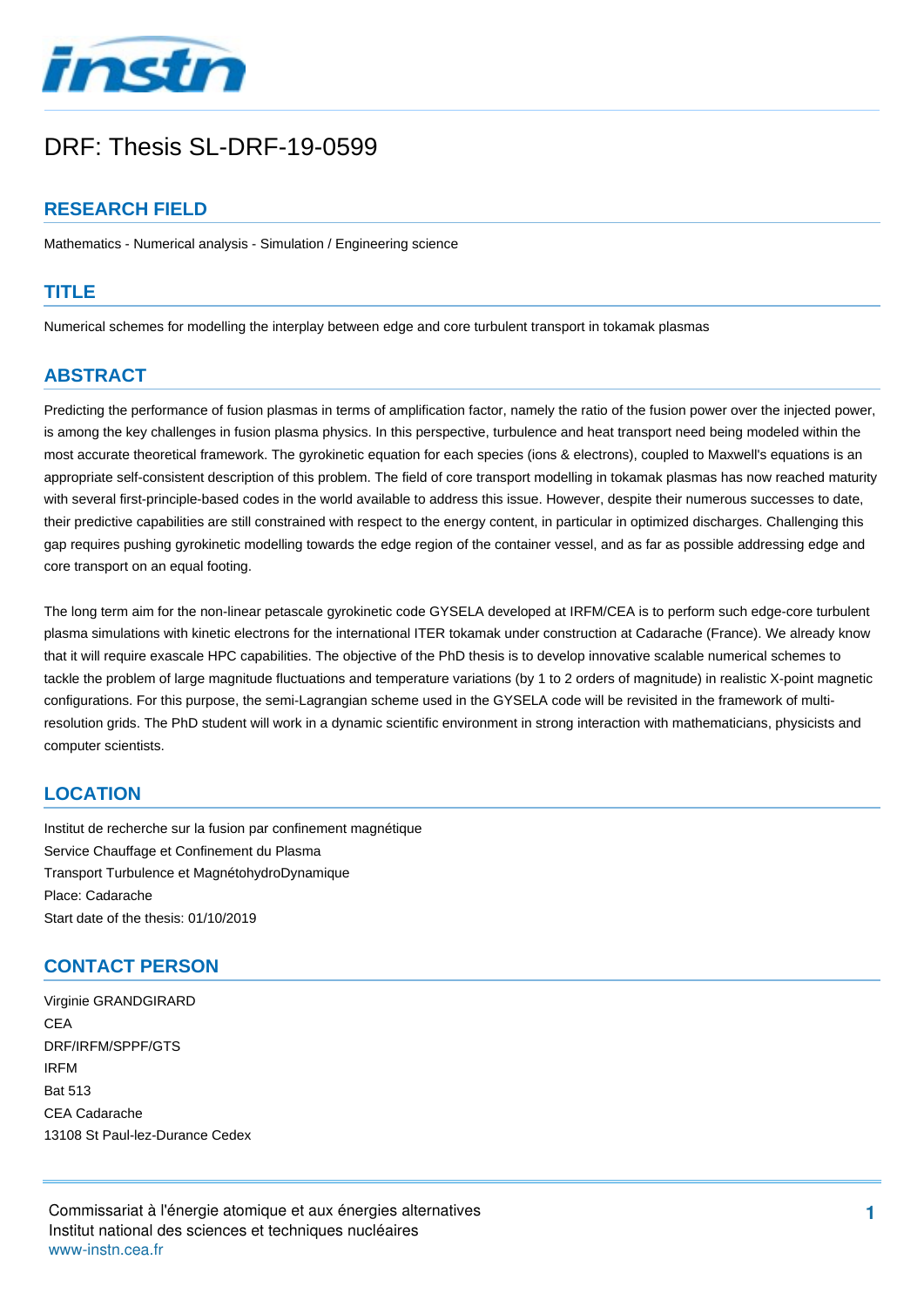# DRF: Thesis SL-DRF-19-0599

## RESEARCH FIELD

Mathematics - Numerical analysis - Simulation / Engineering science

## TITLE

Numerical schemes for modelling the interplay between edge and core turbulent transport in tokamak plasmas

## ABSTRACT

Predicting the performance of fusion plasmas in terms of amplification factor, namely the ratio of the fusion power over the injected power, is among the key challenges in fusion plasma physics. In this perspective, turbulence and heat transport need being modeled within the most accurate theoretical framework. The gyrokinetic equation for each species (ions & electrons), coupled to Maxwell's equations is an appropriate self-consistent description of this problem. The field of core transport modelling in tokamak plasmas has now reached maturity with several first-principle-based codes in the world available to address this issue. However, despite their numerous successes to date, their predictive capabilities are still constrained with respect to the energy content, in particular in optimized discharges. Challenging this gap requires pushing gyrokinetic modelling towards the edge region of the container vessel, and as far as possible addressing edge and core transport on an equal footing.

The long term aim for the non-linear petascale gyrokinetic code GYSELA developed at IRFM/CEA is to perform such edge-core turbulent plasma simulations with kinetic electrons for the international ITER tokamak under construction at Cadarache (France). We already know that it will require exascale HPC capabilities. The objective of the PhD thesis is to develop innovative scalable numerical schemes to tackle the problem of large magnitude fluctuations and temperature variations (by 1 to 2 orders of magnitude) in realistic X-point magnetic configurations. For this purpose, the semi-Lagrangian scheme used in the GYSELA code will be revisited in the framework of multi-resolution grids. The PhD student will work in a dynamic scientific environment in strong interaction with mathematicians, physicists and computer scientists.

## LOCATION

Institut de recherche sur la fusion par confinement magnétique
Service Chauffage et Confinement du Plasma
Transport Turbulence et MagnétohydroDynamique
Place: Cadarache
Start date of the thesis: 01/10/2019

## CONTACT PERSON

Virginie GRANDGIRARD
CEA
DRF/IRFM/SPPF/GTS
IRFM
Bat 513
CEA Cadarache
13108 St Paul-lez-Durance Cedex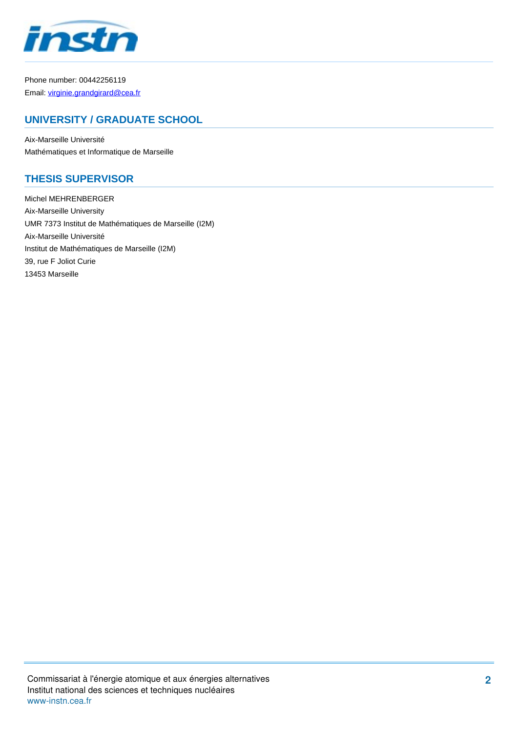Phone number: 00442256119
Email: virginie.grandgirard@cea.fr

## UNIVERSITY / GRADUATE SCHOOL

Aix-Marseille Université
Mathématiques et Informatique de Marseille

## THESIS SUPERVISOR

Michel MEHRENBERGER
Aix-Marseille University
UMR 7373 Institut de Mathématiques de Marseille (I2M)
Aix-Marseille Université
Institut de Mathématiques de Marseille (I2M)
39, rue F Joliot Curie
13453 Marseille